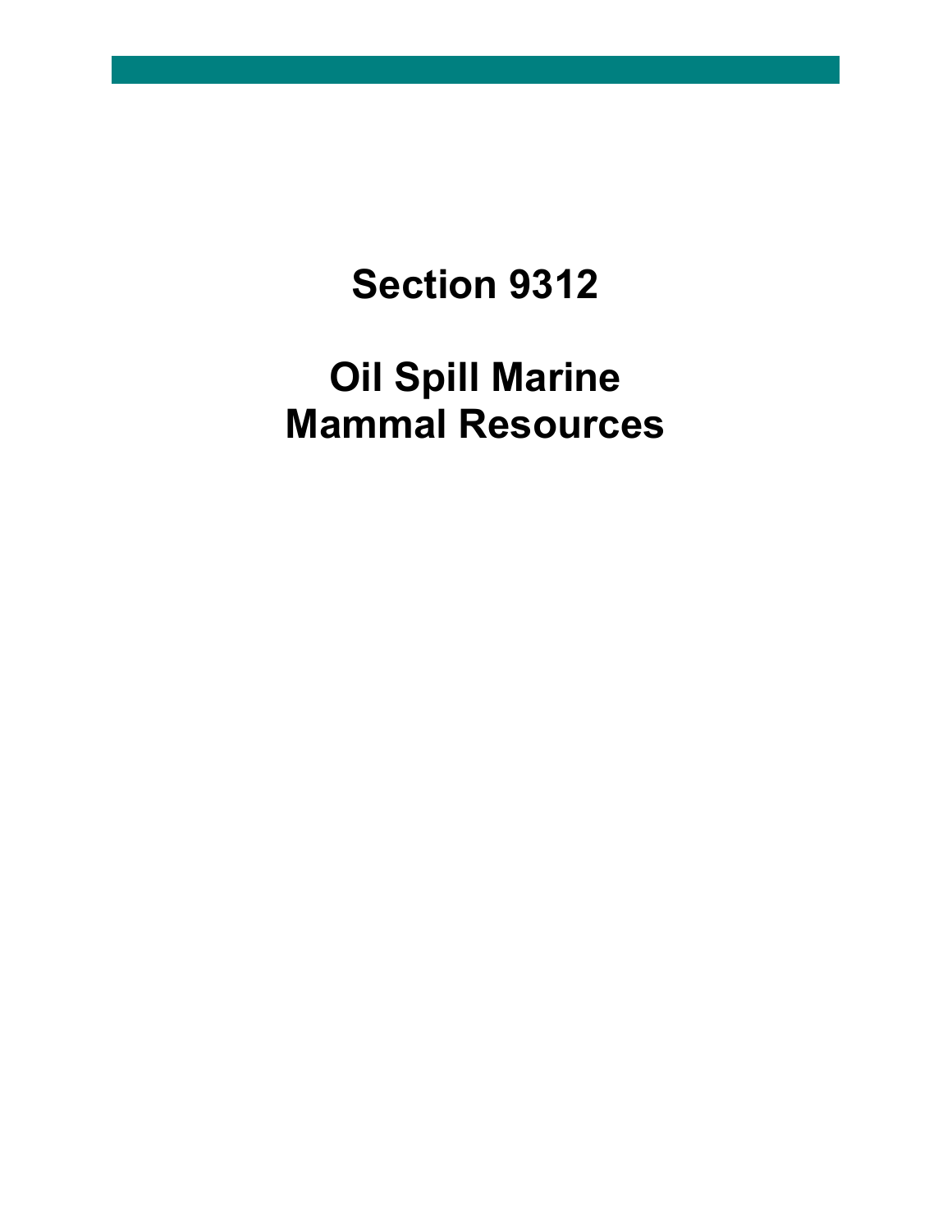# Section 9312

# Oil Spill Marine Mammal Resources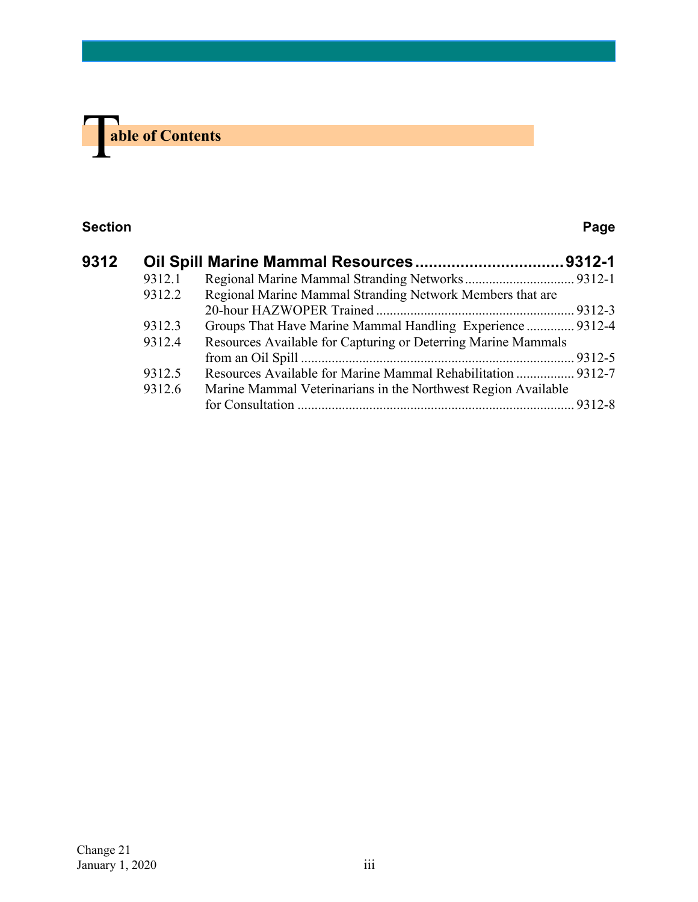# Table of Contents

| Section | | | Page |
|---|---|---|---|
| **9312** | **Oil Spill Marine Mammal Resources** | | **9312-1** |
| | 9312.1 | Regional Marine Mammal Stranding Networks | 9312-1 |
| | 9312.2 | Regional Marine Mammal Stranding Network Members that are 20-hour HAZWOPER Trained | 9312-3 |
| | 9312.3 | Groups That Have Marine Mammal Handling Experience | 9312-4 |
| | 9312.4 | Resources Available for Capturing or Deterring Marine Mammals from an Oil Spill | 9312-5 |
| | 9312.5 | Resources Available for Marine Mammal Rehabilitation | 9312-7 |
| | 9312.6 | Marine Mammal Veterinarians in the Northwest Region Available for Consultation | 9312-8 |

Change 21
January 1, 2020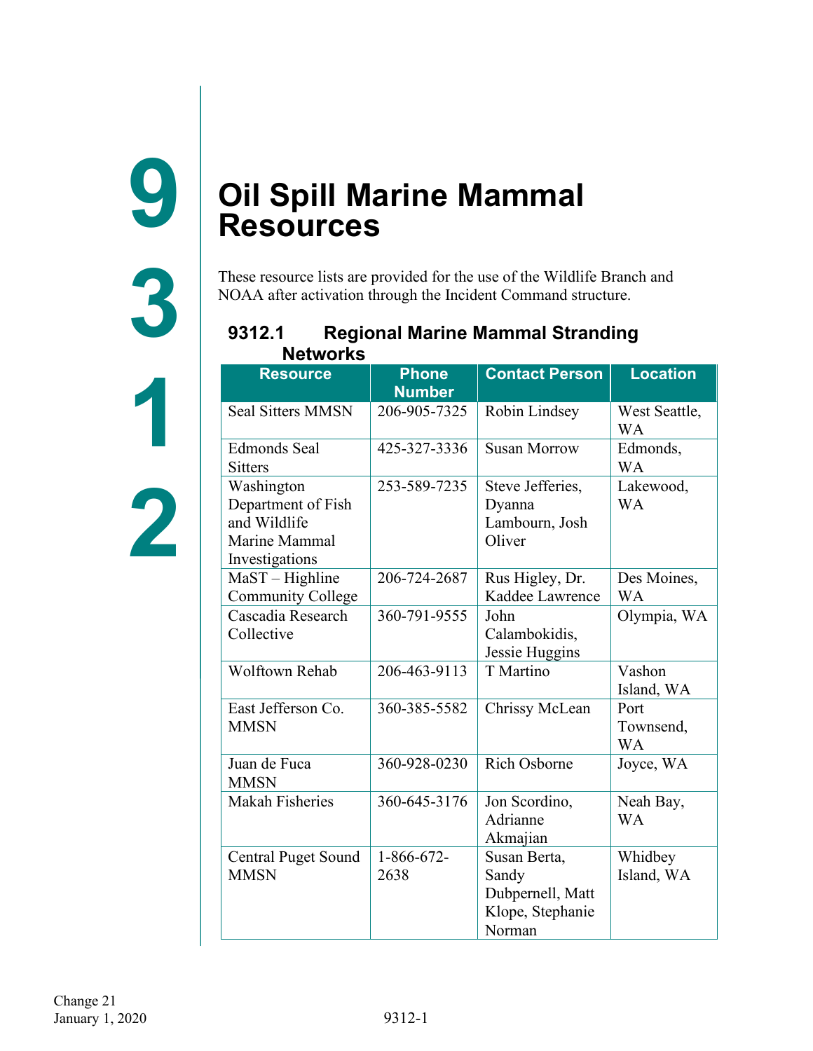# Oil Spill Marine Mammal Resources

These resource lists are provided for the use of the Wildlife Branch and NOAA after activation through the Incident Command structure.

## 9312.1 Regional Marine Mammal Stranding Networks

| Resource | Phone Number | Contact Person | Location |
|---|---|---|---|
| Seal Sitters MMSN | 206-905-7325 | Robin Lindsey | West Seattle, WA |
| Edmonds Seal Sitters | 425-327-3336 | Susan Morrow | Edmonds, WA |
| Washington Department of Fish and Wildlife Marine Mammal Investigations | 253-589-7235 | Steve Jefferies, Dyanna Lambourn, Josh Oliver | Lakewood, WA |
| MaST – Highline Community College | 206-724-2687 | Rus Higley, Dr. Kaddee Lawrence | Des Moines, WA |
| Cascadia Research Collective | 360-791-9555 | John Calambokidis, Jessie Huggins | Olympia, WA |
| Wolftown Rehab | 206-463-9113 | T Martino | Vashon Island, WA |
| East Jefferson Co. MMSN | 360-385-5582 | Chrissy McLean | Port Townsend, WA |
| Juan de Fuca MMSN | 360-928-0230 | Rich Osborne | Joyce, WA |
| Makah Fisheries | 360-645-3176 | Jon Scordino, Adrianne Akmajian | Neah Bay, WA |
| Central Puget Sound MMSN | 1-866-672-2638 | Susan Berta, Sandy Dubpernell, Matt Klope, Stephanie Norman | Whidbey Island, WA |

Change 21
January 1, 2020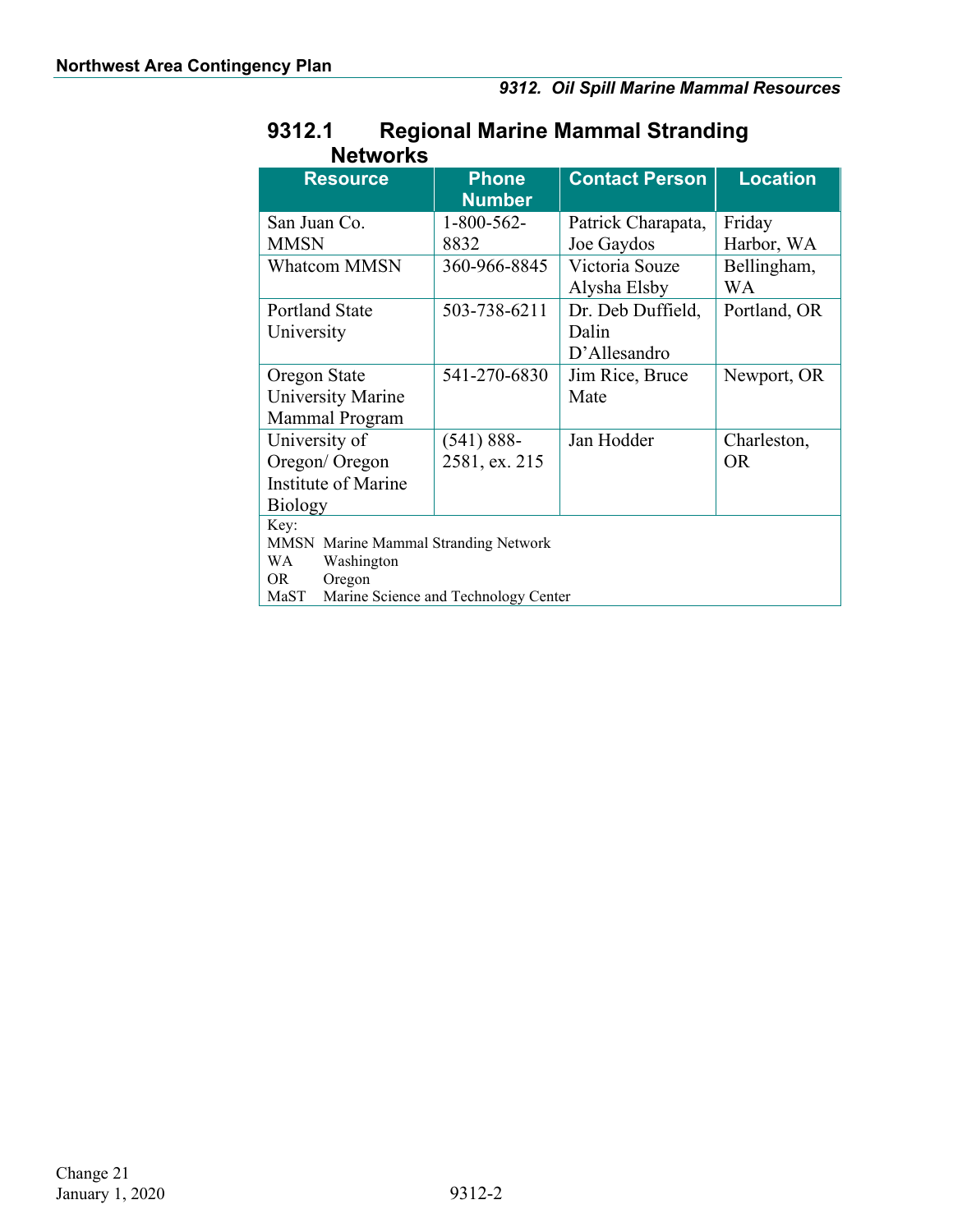## 9312.1 Regional Marine Mammal Stranding Networks

| Resource | Phone Number | Contact Person | Location |
|---|---|---|---|
| San Juan Co. MMSN | 1-800-562-8832 | Patrick Charapata, Joe Gaydos | Friday Harbor, WA |
| Whatcom MMSN | 360-966-8845 | Victoria Souze Alysha Elsby | Bellingham, WA |
| Portland State University | 503-738-6211 | Dr. Deb Duffield, Dalin D'Allesandro | Portland, OR |
| Oregon State University Marine Mammal Program | 541-270-6830 | Jim Rice, Bruce Mate | Newport, OR |
| University of Oregon/ Oregon Institute of Marine Biology | (541) 888-2581, ex. 215 | Jan Hodder | Charleston, OR |

Key:
MMSN Marine Mammal Stranding Network
WA Washington
OR Oregon
MaST Marine Science and Technology Center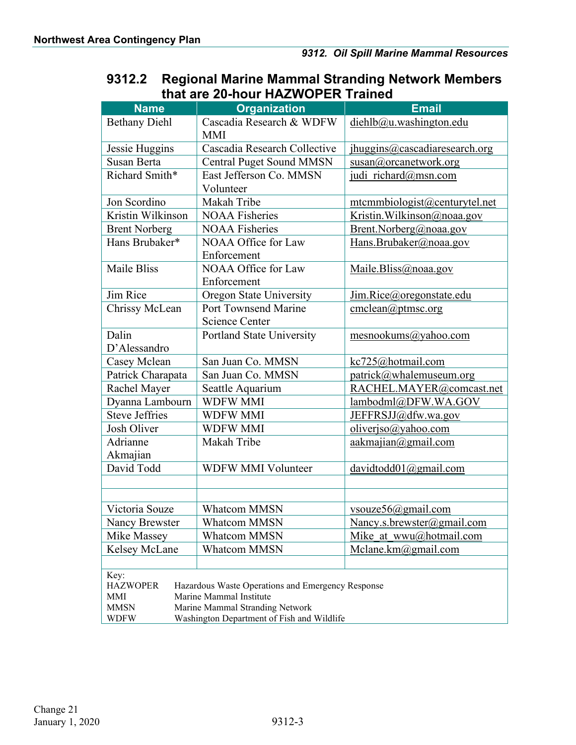## 9312.2 Regional Marine Mammal Stranding Network Members that are 20-hour HAZWOPER Trained

| Name | Organization | Email |
|---|---|---|
| Bethany Diehl | Cascadia Research & WDFW MMI | diehlb@u.washington.edu |
| Jessie Huggins | Cascadia Research Collective | jhuggins@cascadiaresearch.org |
| Susan Berta | Central Puget Sound MMSN | susan@orcanetwork.org |
| Richard Smith* | East Jefferson Co. MMSN Volunteer | judi_richard@msn.com |
| Jon Scordino | Makah Tribe | mtcmmbiologist@centurytel.net |
| Kristin Wilkinson | NOAA Fisheries | Kristin.Wilkinson@noaa.gov |
| Brent Norberg | NOAA Fisheries | Brent.Norberg@noaa.gov |
| Hans Brubaker* | NOAA Office for Law Enforcement | Hans.Brubaker@noaa.gov |
| Maile Bliss | NOAA Office for Law Enforcement | Maile.Bliss@noaa.gov |
| Jim Rice | Oregon State University | Jim.Rice@oregonstate.edu |
| Chrissy McLean | Port Townsend Marine Science Center | cmclean@ptmsc.org |
| Dalin D'Alessandro | Portland State University | mesnookums@yahoo.com |
| Casey Mclean | San Juan Co. MMSN | kc725@hotmail.com |
| Patrick Charapata | San Juan Co. MMSN | patrick@whalemuseum.org |
| Rachel Mayer | Seattle Aquarium | RACHEL.MAYER@comcast.net |
| Dyanna Lambourn | WDFW MMI | lambodml@DFW.WA.GOV |
| Steve Jeffries | WDFW MMI | JEFFRSJJ@dfw.wa.gov |
| Josh Oliver | WDFW MMI | oliverjso@yahoo.com |
| Adrianne Akmajian | Makah Tribe | aakmajian@gmail.com |
| David Todd | WDFW MMI Volunteer | davidtodd01@gmail.com |
| | | |
| | | |
| Victoria Souze | Whatcom MMSN | vsouze56@gmail.com |
| Nancy Brewster | Whatcom MMSN | Nancy.s.brewster@gmail.com |
| Mike Massey | Whatcom MMSN | Mike_at_wwu@hotmail.com |
| Kelsey McLane | Whatcom MMSN | Mclane.km@gmail.com |
| | | |

Key:

| | |
|---|---|
| HAZWOPER | Hazardous Waste Operations and Emergency Response |
| MMI | Marine Mammal Institute |
| MMSN | Marine Mammal Stranding Network |
| WDFW | Washington Department of Fish and Wildlife |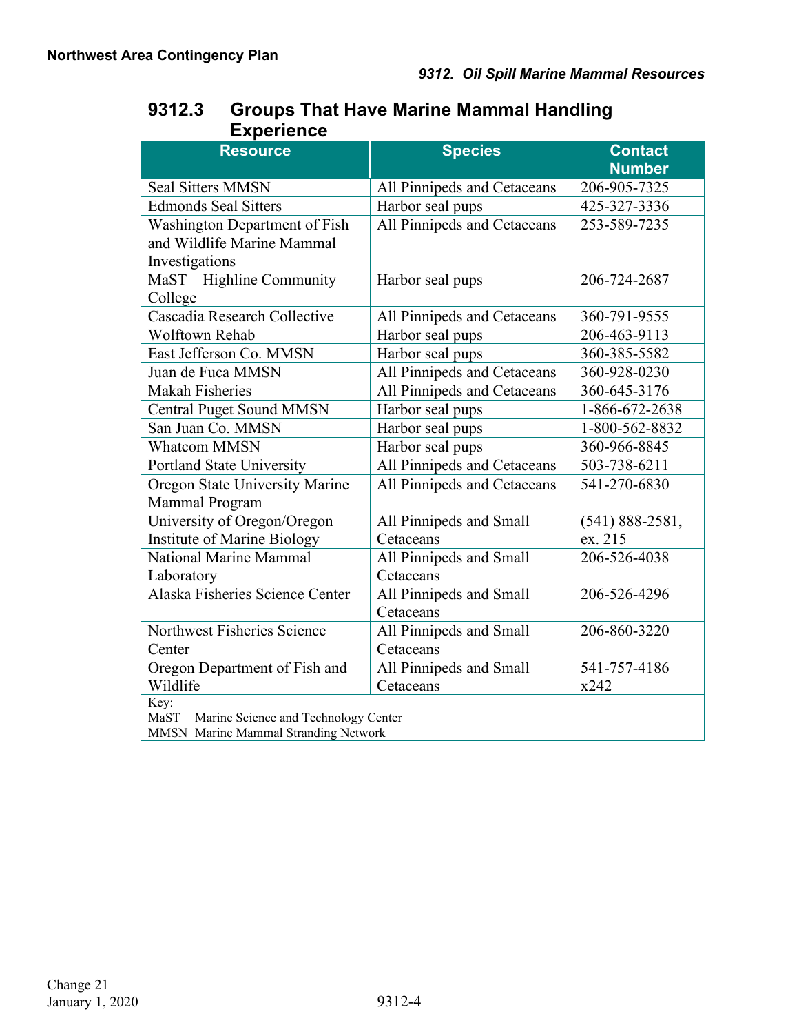## 9312.3 Groups That Have Marine Mammal Handling Experience

| Resource | Species | Contact Number |
|---|---|---|
| Seal Sitters MMSN | All Pinnipeds and Cetaceans | 206-905-7325 |
| Edmonds Seal Sitters | Harbor seal pups | 425-327-3336 |
| Washington Department of Fish and Wildlife Marine Mammal Investigations | All Pinnipeds and Cetaceans | 253-589-7235 |
| MaST – Highline Community College | Harbor seal pups | 206-724-2687 |
| Cascadia Research Collective | All Pinnipeds and Cetaceans | 360-791-9555 |
| Wolftown Rehab | Harbor seal pups | 206-463-9113 |
| East Jefferson Co. MMSN | Harbor seal pups | 360-385-5582 |
| Juan de Fuca MMSN | All Pinnipeds and Cetaceans | 360-928-0230 |
| Makah Fisheries | All Pinnipeds and Cetaceans | 360-645-3176 |
| Central Puget Sound MMSN | Harbor seal pups | 1-866-672-2638 |
| San Juan Co. MMSN | Harbor seal pups | 1-800-562-8832 |
| Whatcom MMSN | Harbor seal pups | 360-966-8845 |
| Portland State University | All Pinnipeds and Cetaceans | 503-738-6211 |
| Oregon State University Marine Mammal Program | All Pinnipeds and Cetaceans | 541-270-6830 |
| University of Oregon/Oregon Institute of Marine Biology | All Pinnipeds and Small Cetaceans | (541) 888-2581, ex. 215 |
| National Marine Mammal Laboratory | All Pinnipeds and Small Cetaceans | 206-526-4038 |
| Alaska Fisheries Science Center | All Pinnipeds and Small Cetaceans | 206-526-4296 |
| Northwest Fisheries Science Center | All Pinnipeds and Small Cetaceans | 206-860-3220 |
| Oregon Department of Fish and Wildlife | All Pinnipeds and Small Cetaceans | 541-757-4186 x242 |

Key:
MaST Marine Science and Technology Center
MMSN Marine Mammal Stranding Network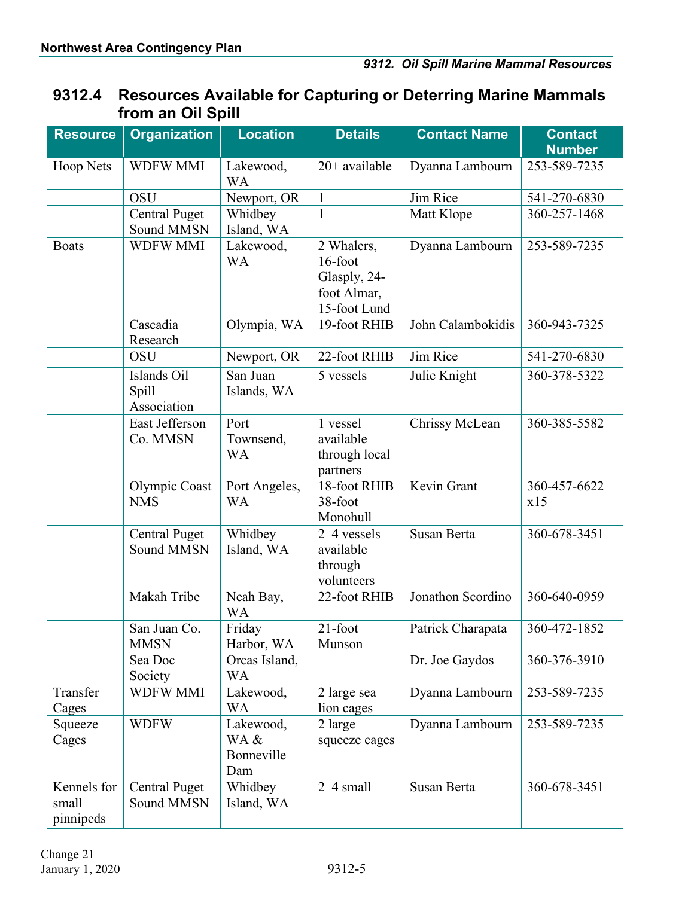## 9312.4 Resources Available for Capturing or Deterring Marine Mammals from an Oil Spill

| Resource | Organization | Location | Details | Contact Name | Contact Number |
|---|---|---|---|---|---|
| Hoop Nets | WDFW MMI | Lakewood, WA | 20+ available | Dyanna Lambourn | 253-589-7235 |
| | OSU | Newport, OR | 1 | Jim Rice | 541-270-6830 |
| | Central Puget Sound MMSN | Whidbey Island, WA | 1 | Matt Klope | 360-257-1468 |
| Boats | WDFW MMI | Lakewood, WA | 2 Whalers, 16-foot Glasply, 24-foot Almar, 15-foot Lund | Dyanna Lambourn | 253-589-7235 |
| | Cascadia Research | Olympia, WA | 19-foot RHIB | John Calambokidis | 360-943-7325 |
| | OSU | Newport, OR | 22-foot RHIB | Jim Rice | 541-270-6830 |
| | Islands Oil Spill Association | San Juan Islands, WA | 5 vessels | Julie Knight | 360-378-5322 |
| | East Jefferson Co. MMSN | Port Townsend, WA | 1 vessel available through local partners | Chrissy McLean | 360-385-5582 |
| | Olympic Coast NMS | Port Angeles, WA | 18-foot RHIB 38-foot Monohull | Kevin Grant | 360-457-6622 x15 |
| | Central Puget Sound MMSN | Whidbey Island, WA | 2–4 vessels available through volunteers | Susan Berta | 360-678-3451 |
| | Makah Tribe | Neah Bay, WA | 22-foot RHIB | Jonathon Scordino | 360-640-0959 |
| | San Juan Co. MMSN | Friday Harbor, WA | 21-foot Munson | Patrick Charapata | 360-472-1852 |
| | Sea Doc Society | Orcas Island, WA | | Dr. Joe Gaydos | 360-376-3910 |
| Transfer Cages | WDFW MMI | Lakewood, WA | 2 large sea lion cages | Dyanna Lambourn | 253-589-7235 |
| Squeeze Cages | WDFW | Lakewood, WA & Bonneville Dam | 2 large squeeze cages | Dyanna Lambourn | 253-589-7235 |
| Kennels for small pinnipeds | Central Puget Sound MMSN | Whidbey Island, WA | 2–4 small | Susan Berta | 360-678-3451 |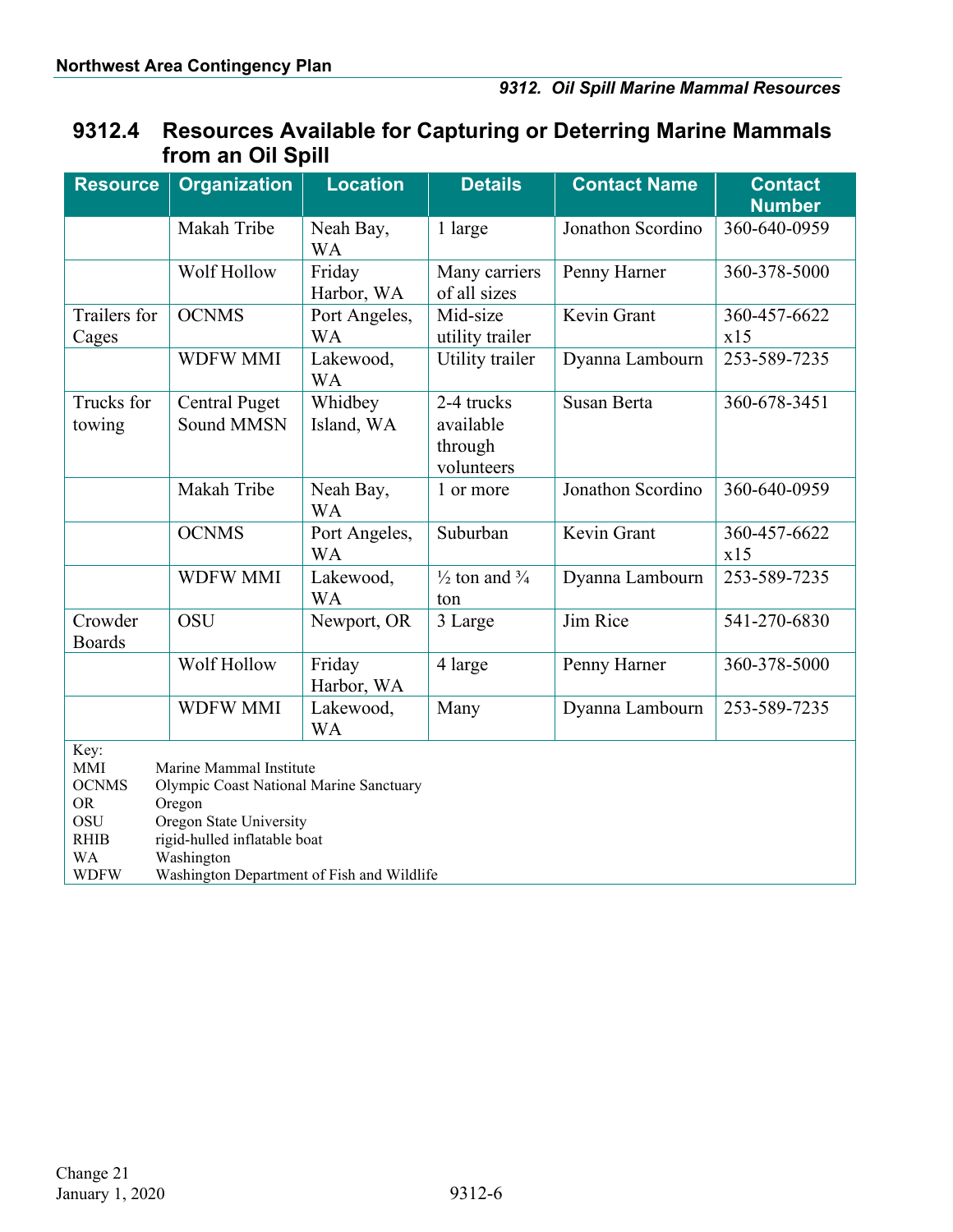## 9312.4 Resources Available for Capturing or Deterring Marine Mammals from an Oil Spill

| Resource | Organization | Location | Details | Contact Name | Contact Number |
|---|---|---|---|---|---|
| | Makah Tribe | Neah Bay, WA | 1 large | Jonathon Scordino | 360-640-0959 |
| | Wolf Hollow | Friday Harbor, WA | Many carriers of all sizes | Penny Harner | 360-378-5000 |
| Trailers for Cages | OCNMS | Port Angeles, WA | Mid-size utility trailer | Kevin Grant | 360-457-6622 x15 |
| | WDFW MMI | Lakewood, WA | Utility trailer | Dyanna Lambourn | 253-589-7235 |
| Trucks for towing | Central Puget Sound MMSN | Whidbey Island, WA | 2-4 trucks available through volunteers | Susan Berta | 360-678-3451 |
| | Makah Tribe | Neah Bay, WA | 1 or more | Jonathon Scordino | 360-640-0959 |
| | OCNMS | Port Angeles, WA | Suburban | Kevin Grant | 360-457-6622 x15 |
| | WDFW MMI | Lakewood, WA | ½ ton and ¾ ton | Dyanna Lambourn | 253-589-7235 |
| Crowder Boards | OSU | Newport, OR | 3 Large | Jim Rice | 541-270-6830 |
| | Wolf Hollow | Friday Harbor, WA | 4 large | Penny Harner | 360-378-5000 |
| | WDFW MMI | Lakewood, WA | Many | Dyanna Lambourn | 253-589-7235 |

Key:

| | |
|---|---|
| MMI | Marine Mammal Institute |
| OCNMS | Olympic Coast National Marine Sanctuary |
| OR | Oregon |
| OSU | Oregon State University |
| RHIB | rigid-hulled inflatable boat |
| WA | Washington |
| WDFW | Washington Department of Fish and Wildlife |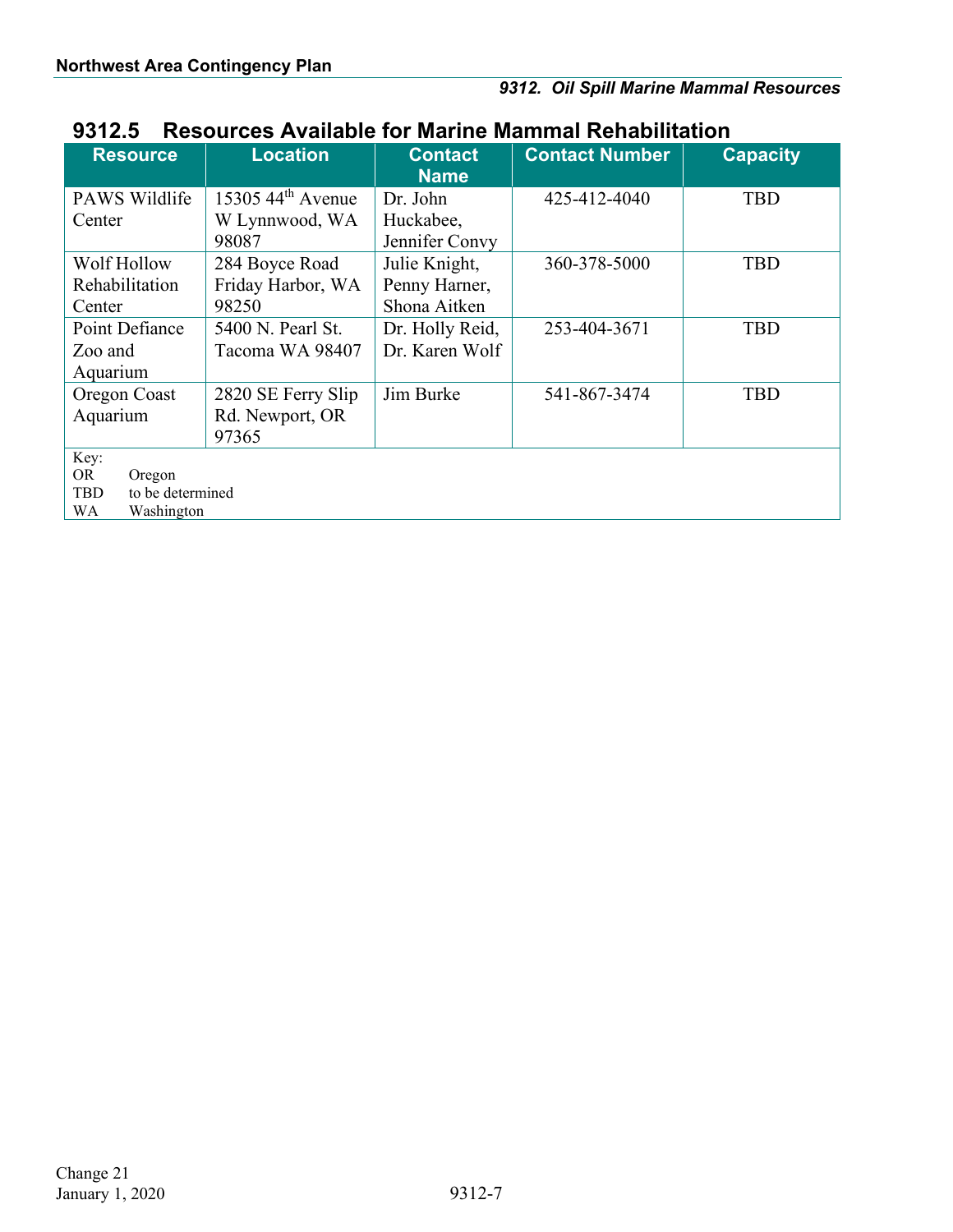## 9312.5 Resources Available for Marine Mammal Rehabilitation

| Resource | Location | Contact Name | Contact Number | Capacity |
|---|---|---|---|---|
| PAWS Wildlife Center | 15305 44th Avenue W Lynnwood, WA 98087 | Dr. John Huckabee, Jennifer Convy | 425-412-4040 | TBD |
| Wolf Hollow Rehabilitation Center | 284 Boyce Road Friday Harbor, WA 98250 | Julie Knight, Penny Harner, Shona Aitken | 360-378-5000 | TBD |
| Point Defiance Zoo and Aquarium | 5400 N. Pearl St. Tacoma WA 98407 | Dr. Holly Reid, Dr. Karen Wolf | 253-404-3671 | TBD |
| Oregon Coast Aquarium | 2820 SE Ferry Slip Rd. Newport, OR 97365 | Jim Burke | 541-867-3474 | TBD |

Key:
OR Oregon
TBD to be determined
WA Washington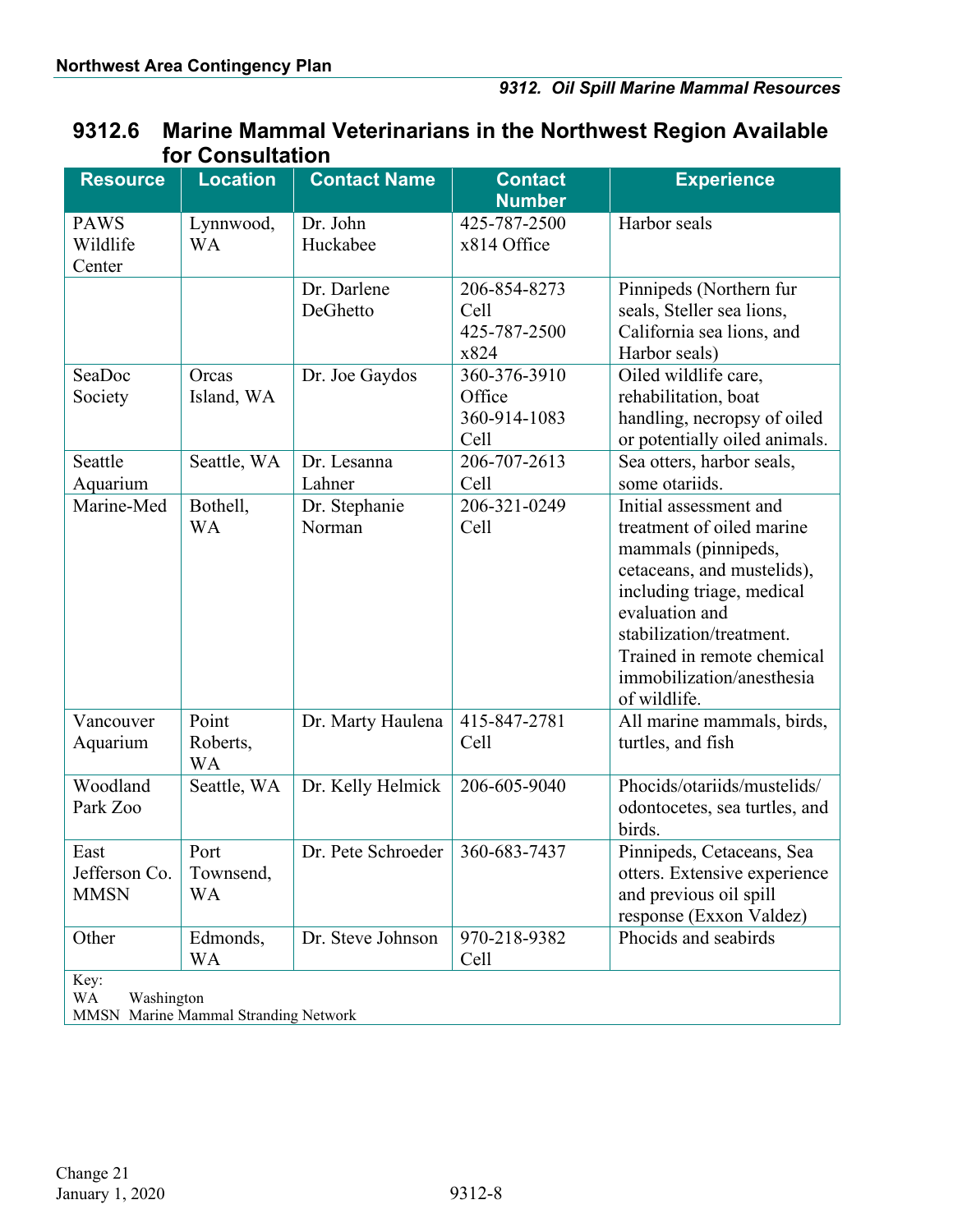### 9312.6 Marine Mammal Veterinarians in the Northwest Region Available for Consultation

| Resource | Location | Contact Name | Contact Number | Experience |
|---|---|---|---|---|
| PAWS Wildlife Center | Lynnwood, WA | Dr. John Huckabee | 425-787-2500 x814 Office | Harbor seals |
| | | Dr. Darlene DeGhetto | 206-854-8273 Cell 425-787-2500 x824 | Pinnipeds (Northern fur seals, Steller sea lions, California sea lions, and Harbor seals) |
| SeaDoc Society | Orcas Island, WA | Dr. Joe Gaydos | 360-376-3910 Office 360-914-1083 Cell | Oiled wildlife care, rehabilitation, boat handling, necropsy of oiled or potentially oiled animals. |
| Seattle Aquarium | Seattle, WA | Dr. Lesanna Lahner | 206-707-2613 Cell | Sea otters, harbor seals, some otariids. |
| Marine-Med | Bothell, WA | Dr. Stephanie Norman | 206-321-0249 Cell | Initial assessment and treatment of oiled marine mammals (pinnipeds, cetaceans, and mustelids), including triage, medical evaluation and stabilization/treatment. Trained in remote chemical immobilization/anesthesia of wildlife. |
| Vancouver Aquarium | Point Roberts, WA | Dr. Marty Haulena | 415-847-2781 Cell | All marine mammals, birds, turtles, and fish |
| Woodland Park Zoo | Seattle, WA | Dr. Kelly Helmick | 206-605-9040 | Phocids/otariids/mustelids/ odontocetes, sea turtles, and birds. |
| East Jefferson Co. MMSN | Port Townsend, WA | Dr. Pete Schroeder | 360-683-7437 | Pinnipeds, Cetaceans, Sea otters. Extensive experience and previous oil spill response (Exxon Valdez) |
| Other | Edmonds, WA | Dr. Steve Johnson | 970-218-9382 Cell | Phocids and seabirds |

Key:
WA Washington
MMSN Marine Mammal Stranding Network

Change 21
January 1, 2020